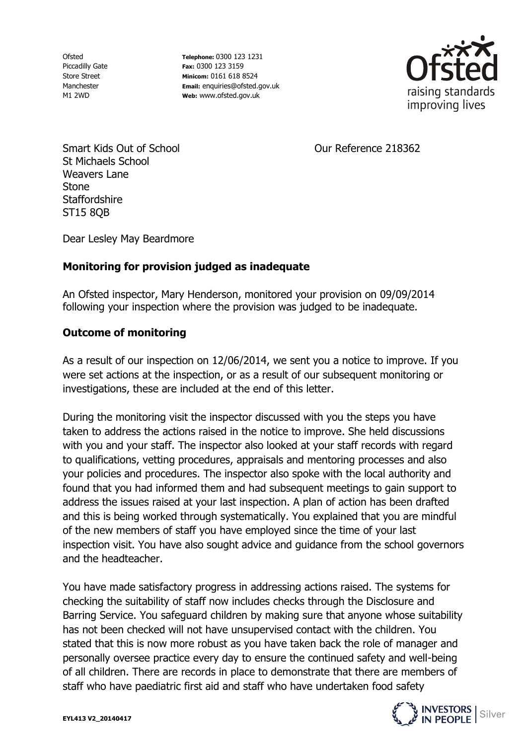Ofsted
Piccadilly Gate
Store Street
Manchester
M1 2WD

**Telephone:** 0300 123 1231
**Fax:** 0300 123 3159
**Minicom:** 0161 618 8524
**Email:** enquiries@ofsted.gov.uk
**Web:** www.ofsted.gov.uk

Ofsted raising standards improving lives

Smart Kids Out of School
St Michaels School
Weavers Lane
Stone
Staffordshire
ST15 8QB

Our Reference 218362

Dear Lesley May Beardmore

**Monitoring for provision judged as inadequate**

An Ofsted inspector, Mary Henderson, monitored your provision on 09/09/2014 following your inspection where the provision was judged to be inadequate.

**Outcome of monitoring**

As a result of our inspection on 12/06/2014, we sent you a notice to improve. If you were set actions at the inspection, or as a result of our subsequent monitoring or investigations, these are included at the end of this letter.

During the monitoring visit the inspector discussed with you the steps you have taken to address the actions raised in the notice to improve. She held discussions with you and your staff. The inspector also looked at your staff records with regard to qualifications, vetting procedures, appraisals and mentoring processes and also your policies and procedures. The inspector also spoke with the local authority and found that you had informed them and had subsequent meetings to gain support to address the issues raised at your last inspection. A plan of action has been drafted and this is being worked through systematically. You explained that you are mindful of the new members of staff you have employed since the time of your last inspection visit. You have also sought advice and guidance from the school governors and the headteacher.

You have made satisfactory progress in addressing actions raised. The systems for checking the suitability of staff now includes checks through the Disclosure and Barring Service. You safeguard children by making sure that anyone whose suitability has not been checked will not have unsupervised contact with the children. You stated that this is now more robust as you have taken back the role of manager and personally oversee practice every day to ensure the continued safety and well-being of all children. There are records in place to demonstrate that there are members of staff who have paediatric first aid and staff who have undertaken food safety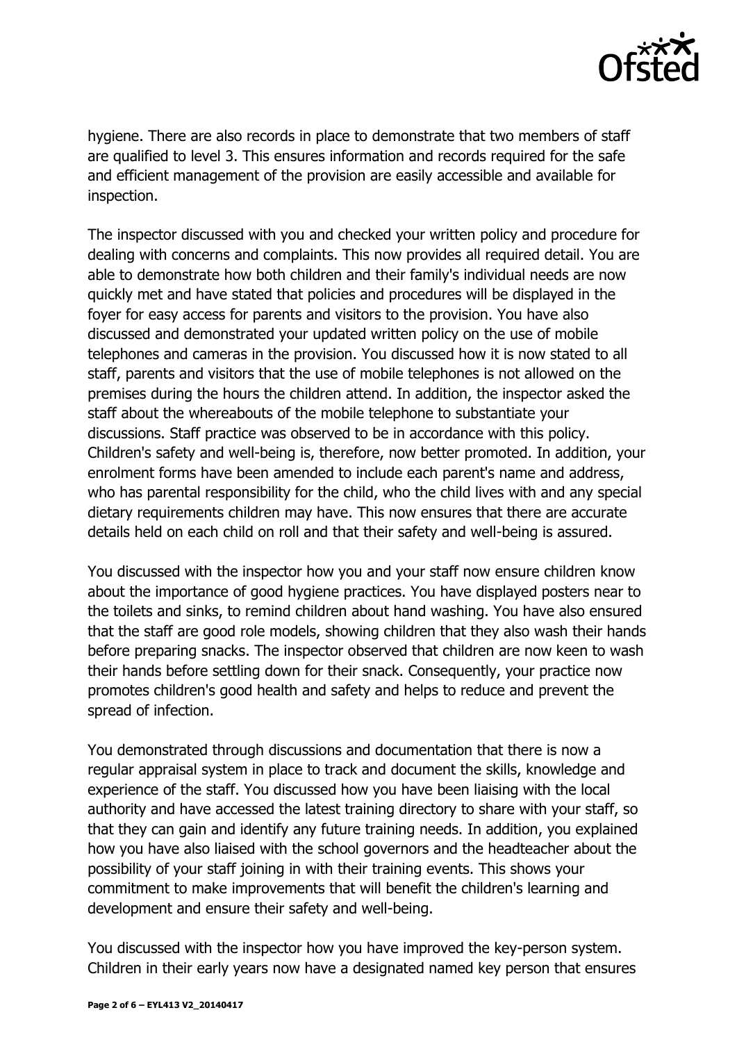hygiene. There are also records in place to demonstrate that two members of staff are qualified to level 3. This ensures information and records required for the safe and efficient management of the provision are easily accessible and available for inspection.

The inspector discussed with you and checked your written policy and procedure for dealing with concerns and complaints. This now provides all required detail. You are able to demonstrate how both children and their family's individual needs are now quickly met and have stated that policies and procedures will be displayed in the foyer for easy access for parents and visitors to the provision. You have also discussed and demonstrated your updated written policy on the use of mobile telephones and cameras in the provision. You discussed how it is now stated to all staff, parents and visitors that the use of mobile telephones is not allowed on the premises during the hours the children attend. In addition, the inspector asked the staff about the whereabouts of the mobile telephone to substantiate your discussions. Staff practice was observed to be in accordance with this policy. Children's safety and well-being is, therefore, now better promoted. In addition, your enrolment forms have been amended to include each parent's name and address, who has parental responsibility for the child, who the child lives with and any special dietary requirements children may have. This now ensures that there are accurate details held on each child on roll and that their safety and well-being is assured.

You discussed with the inspector how you and your staff now ensure children know about the importance of good hygiene practices. You have displayed posters near to the toilets and sinks, to remind children about hand washing. You have also ensured that the staff are good role models, showing children that they also wash their hands before preparing snacks. The inspector observed that children are now keen to wash their hands before settling down for their snack. Consequently, your practice now promotes children's good health and safety and helps to reduce and prevent the spread of infection.

You demonstrated through discussions and documentation that there is now a regular appraisal system in place to track and document the skills, knowledge and experience of the staff. You discussed how you have been liaising with the local authority and have accessed the latest training directory to share with your staff, so that they can gain and identify any future training needs. In addition, you explained how you have also liaised with the school governors and the headteacher about the possibility of your staff joining in with their training events. This shows your commitment to make improvements that will benefit the children's learning and development and ensure their safety and well-being.

You discussed with the inspector how you have improved the key-person system. Children in their early years now have a designated named key person that ensures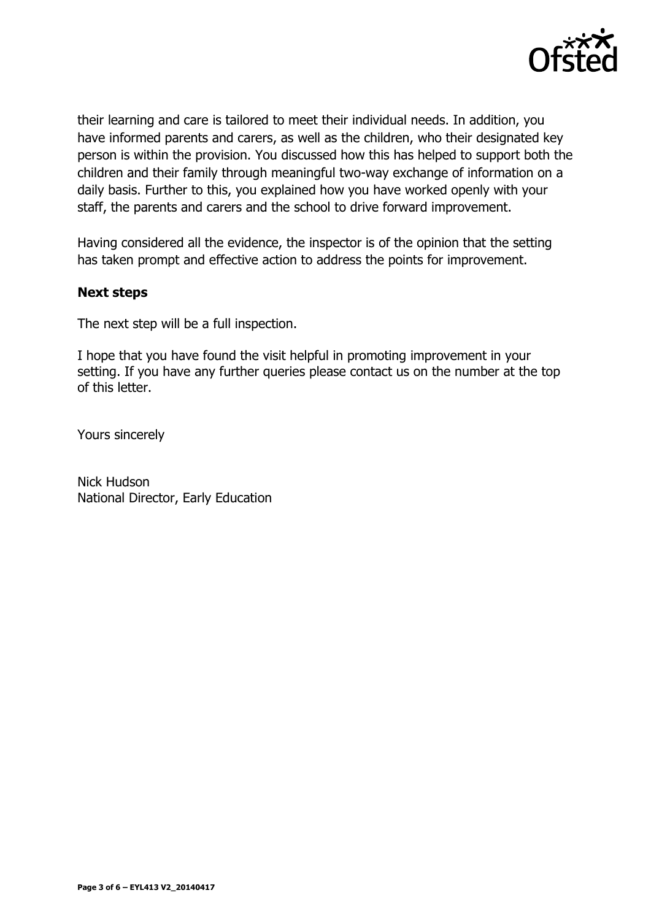their learning and care is tailored to meet their individual needs. In addition, you have informed parents and carers, as well as the children, who their designated key person is within the provision. You discussed how this has helped to support both the children and their family through meaningful two-way exchange of information on a daily basis. Further to this, you explained how you have worked openly with your staff, the parents and carers and the school to drive forward improvement.

Having considered all the evidence, the inspector is of the opinion that the setting has taken prompt and effective action to address the points for improvement.

**Next steps**

The next step will be a full inspection.

I hope that you have found the visit helpful in promoting improvement in your setting. If you have any further queries please contact us on the number at the top of this letter.

Yours sincerely

Nick Hudson
National Director, Early Education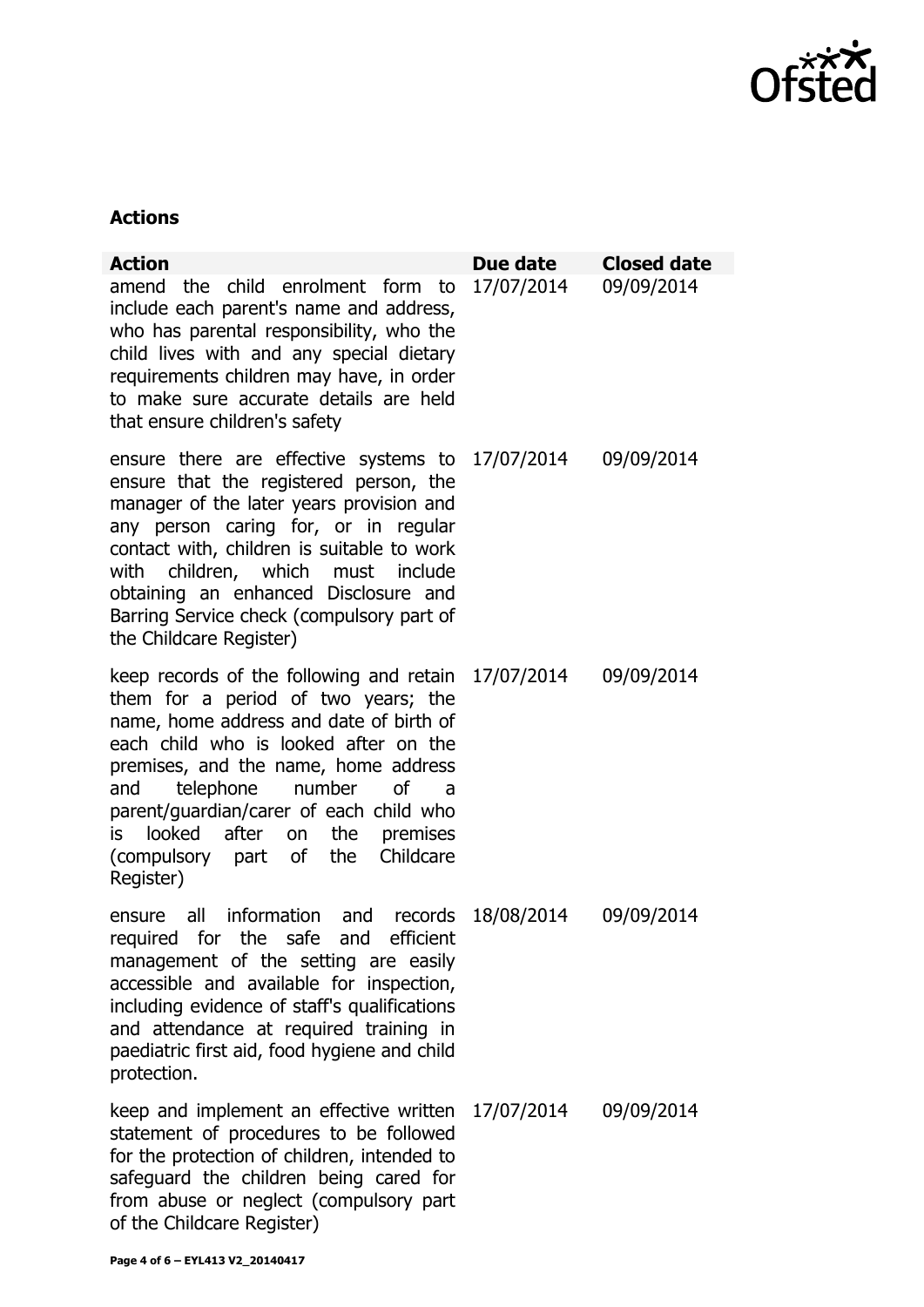## Actions

| Action | Due date | Closed date |
| --- | --- | --- |
| amend the child enrolment form to include each parent's name and address, who has parental responsibility, who the child lives with and any special dietary requirements children may have, in order to make sure accurate details are held that ensure children's safety | 17/07/2014 | 09/09/2014 |
| ensure there are effective systems to ensure that the registered person, the manager of the later years provision and any person caring for, or in regular contact with, children is suitable to work with children, which must include obtaining an enhanced Disclosure and Barring Service check (compulsory part of the Childcare Register) | 17/07/2014 | 09/09/2014 |
| keep records of the following and retain them for a period of two years; the name, home address and date of birth of each child who is looked after on the premises, and the name, home address and telephone number of a parent/guardian/carer of each child who is looked after on the premises (compulsory part of the Childcare Register) | 17/07/2014 | 09/09/2014 |
| ensure all information and records required for the safe and efficient management of the setting are easily accessible and available for inspection, including evidence of staff's qualifications and attendance at required training in paediatric first aid, food hygiene and child protection. | 18/08/2014 | 09/09/2014 |
| keep and implement an effective written statement of procedures to be followed for the protection of children, intended to safeguard the children being cared for from abuse or neglect (compulsory part of the Childcare Register) | 17/07/2014 | 09/09/2014 |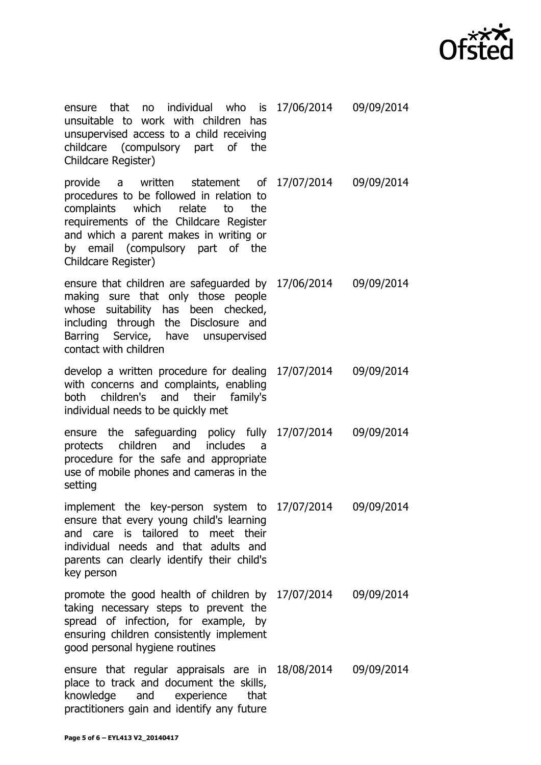| | | |
|---|---|---|
| ensure that no individual who is unsuitable to work with children has unsupervised access to a child receiving childcare (compulsory part of the Childcare Register) | 17/06/2014 | 09/09/2014 |
| provide a written statement of procedures to be followed in relation to complaints which relate to the requirements of the Childcare Register and which a parent makes in writing or by email (compulsory part of the Childcare Register) | 17/07/2014 | 09/09/2014 |
| ensure that children are safeguarded by making sure that only those people whose suitability has been checked, including through the Disclosure and Barring Service, have unsupervised contact with children | 17/06/2014 | 09/09/2014 |
| develop a written procedure for dealing with concerns and complaints, enabling both children's and their family's individual needs to be quickly met | 17/07/2014 | 09/09/2014 |
| ensure the safeguarding policy fully protects children and includes a procedure for the safe and appropriate use of mobile phones and cameras in the setting | 17/07/2014 | 09/09/2014 |
| implement the key-person system to ensure that every young child's learning and care is tailored to meet their individual needs and that adults and parents can clearly identify their child's key person | 17/07/2014 | 09/09/2014 |
| promote the good health of children by taking necessary steps to prevent the spread of infection, for example, by ensuring children consistently implement good personal hygiene routines | 17/07/2014 | 09/09/2014 |
| ensure that regular appraisals are in place to track and document the skills, knowledge and experience that practitioners gain and identify any future | 18/08/2014 | 09/09/2014 |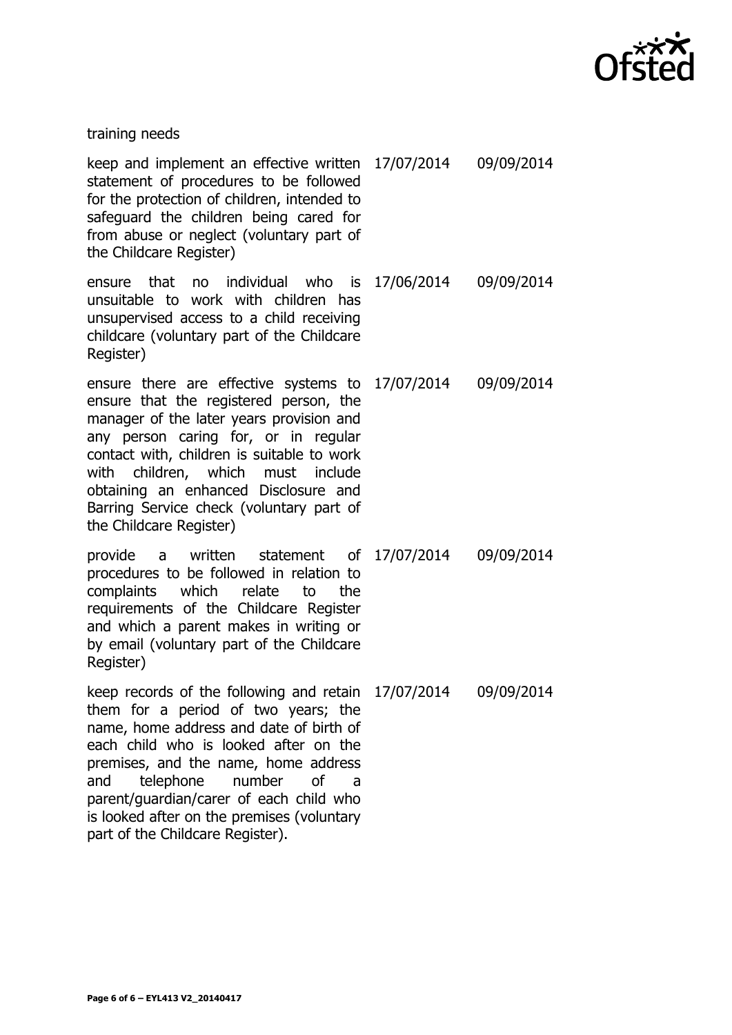| | | |
|---|---|---|
| training needs | | |
| keep and implement an effective written statement of procedures to be followed for the protection of children, intended to safeguard the children being cared for from abuse or neglect (voluntary part of the Childcare Register) | 17/07/2014 | 09/09/2014 |
| ensure that no individual who is unsuitable to work with children has unsupervised access to a child receiving childcare (voluntary part of the Childcare Register) | 17/06/2014 | 09/09/2014 |
| ensure there are effective systems to ensure that the registered person, the manager of the later years provision and any person caring for, or in regular contact with, children is suitable to work with children, which must include obtaining an enhanced Disclosure and Barring Service check (voluntary part of the Childcare Register) | 17/07/2014 | 09/09/2014 |
| provide a written statement of procedures to be followed in relation to complaints which relate to the requirements of the Childcare Register and which a parent makes in writing or by email (voluntary part of the Childcare Register) | 17/07/2014 | 09/09/2014 |
| keep records of the following and retain them for a period of two years; the name, home address and date of birth of each child who is looked after on the premises, and the name, home address and telephone number of a parent/guardian/carer of each child who is looked after on the premises (voluntary part of the Childcare Register). | 17/07/2014 | 09/09/2014 |